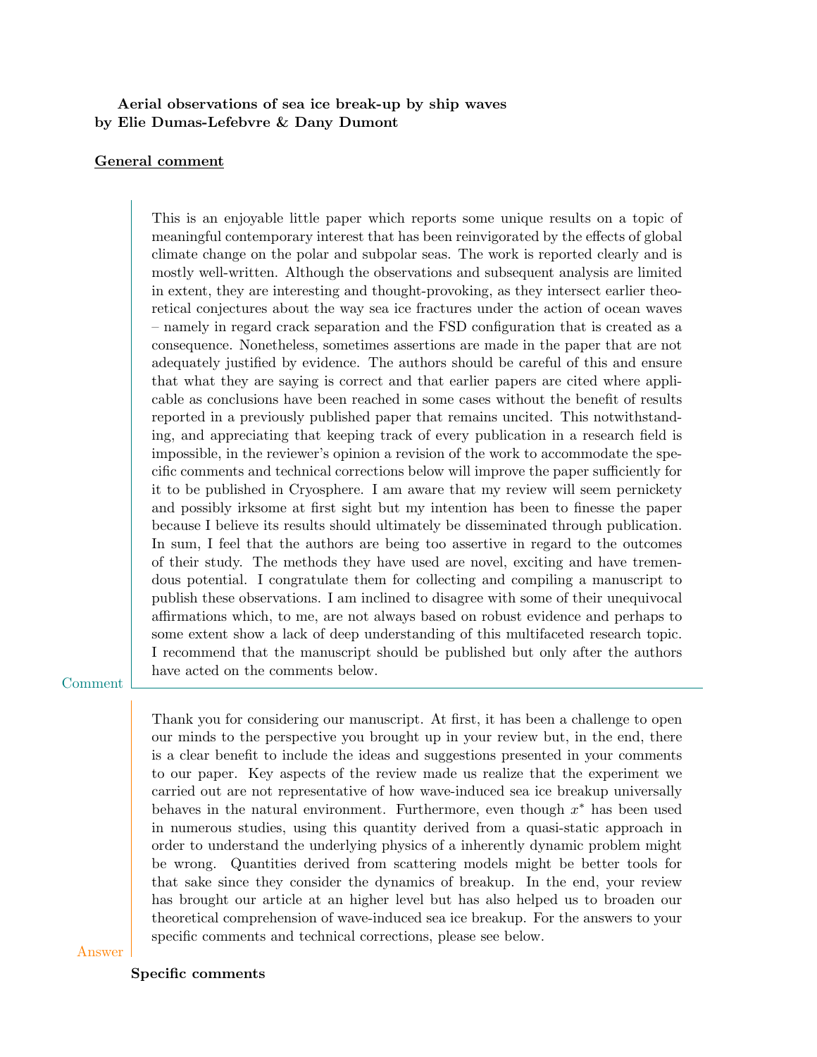**Aerial observations of sea ice break-up by ship waves**
**by Elie Dumas-Lefebvre & Dany Dumont**

## General comment

This is an enjoyable little paper which reports some unique results on a topic of meaningful contemporary interest that has been reinvigorated by the effects of global climate change on the polar and subpolar seas. The work is reported clearly and is mostly well-written. Although the observations and subsequent analysis are limited in extent, they are interesting and thought-provoking, as they intersect earlier theoretical conjectures about the way sea ice fractures under the action of ocean waves – namely in regard crack separation and the FSD configuration that is created as a consequence. Nonetheless, sometimes assertions are made in the paper that are not adequately justified by evidence. The authors should be careful of this and ensure that what they are saying is correct and that earlier papers are cited where applicable as conclusions have been reached in some cases without the benefit of results reported in a previously published paper that remains uncited. This notwithstanding, and appreciating that keeping track of every publication in a research field is impossible, in the reviewer's opinion a revision of the work to accommodate the specific comments and technical corrections below will improve the paper sufficiently for it to be published in Cryosphere. I am aware that my review will seem pernickety and possibly irksome at first sight but my intention has been to finesse the paper because I believe its results should ultimately be disseminated through publication. In sum, I feel that the authors are being too assertive in regard to the outcomes of their study. The methods they have used are novel, exciting and have tremendous potential. I congratulate them for collecting and compiling a manuscript to publish these observations. I am inclined to disagree with some of their unequivocal affirmations which, to me, are not always based on robust evidence and perhaps to some extent show a lack of deep understanding of this multifaceted research topic. I recommend that the manuscript should be published but only after the authors have acted on the comments below.

Comment

Thank you for considering our manuscript. At first, it has been a challenge to open our minds to the perspective you brought up in your review but, in the end, there is a clear benefit to include the ideas and suggestions presented in your comments to our paper. Key aspects of the review made us realize that the experiment we carried out are not representative of how wave-induced sea ice breakup universally behaves in the natural environment. Furthermore, even though $x^*$ has been used in numerous studies, using this quantity derived from a quasi-static approach in order to understand the underlying physics of a inherently dynamic problem might be wrong. Quantities derived from scattering models might be better tools for that sake since they consider the dynamics of breakup. In the end, your review has brought our article at an higher level but has also helped us to broaden our theoretical comprehension of wave-induced sea ice breakup. For the answers to your specific comments and technical corrections, please see below.

Answer

**Specific comments**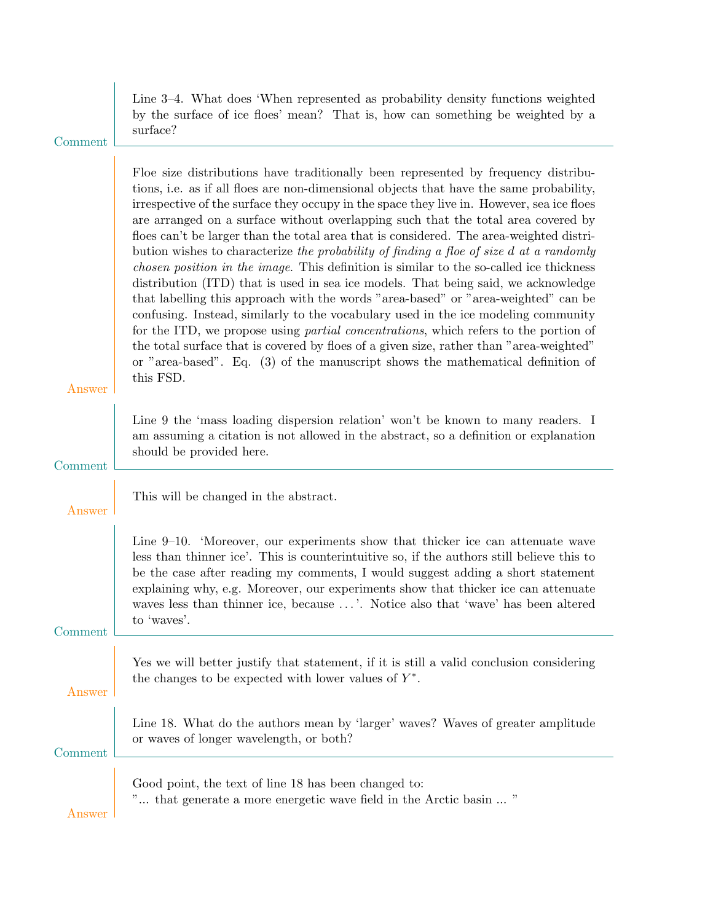**Comment**

Line 3–4. What does 'When represented as probability density functions weighted by the surface of ice floes' mean? That is, how can something be weighted by a surface?

**Answer**

Floe size distributions have traditionally been represented by frequency distributions, i.e. as if all floes are non-dimensional objects that have the same probability, irrespective of the surface they occupy in the space they live in. However, sea ice floes are arranged on a surface without overlapping such that the total area covered by floes can't be larger than the total area that is considered. The area-weighted distribution wishes to characterize *the probability of finding a floe of size d at a randomly chosen position in the image*. This definition is similar to the so-called ice thickness distribution (ITD) that is used in sea ice models. That being said, we acknowledge that labelling this approach with the words "area-based" or "area-weighted" can be confusing. Instead, similarly to the vocabulary used in the ice modeling community for the ITD, we propose using *partial concentrations*, which refers to the portion of the total surface that is covered by floes of a given size, rather than "area-weighted" or "area-based". Eq. (3) of the manuscript shows the mathematical definition of this FSD.

**Comment**

Line 9 the 'mass loading dispersion relation' won't be known to many readers. I am assuming a citation is not allowed in the abstract, so a definition or explanation should be provided here.

**Answer**

This will be changed in the abstract.

**Comment**

Line 9–10. 'Moreover, our experiments show that thicker ice can attenuate wave less than thinner ice'. This is counterintuitive so, if the authors still believe this to be the case after reading my comments, I would suggest adding a short statement explaining why, e.g. Moreover, our experiments show that thicker ice can attenuate waves less than thinner ice, because . . . '. Notice also that 'wave' has been altered to 'waves'.

**Answer**

Yes we will better justify that statement, if it is still a valid conclusion considering the changes to be expected with lower values of $Y^*$.

**Comment**

Line 18. What do the authors mean by 'larger' waves? Waves of greater amplitude or waves of longer wavelength, or both?

**Answer**

Good point, the text of line 18 has been changed to:
"... that generate a more energetic wave field in the Arctic basin ... "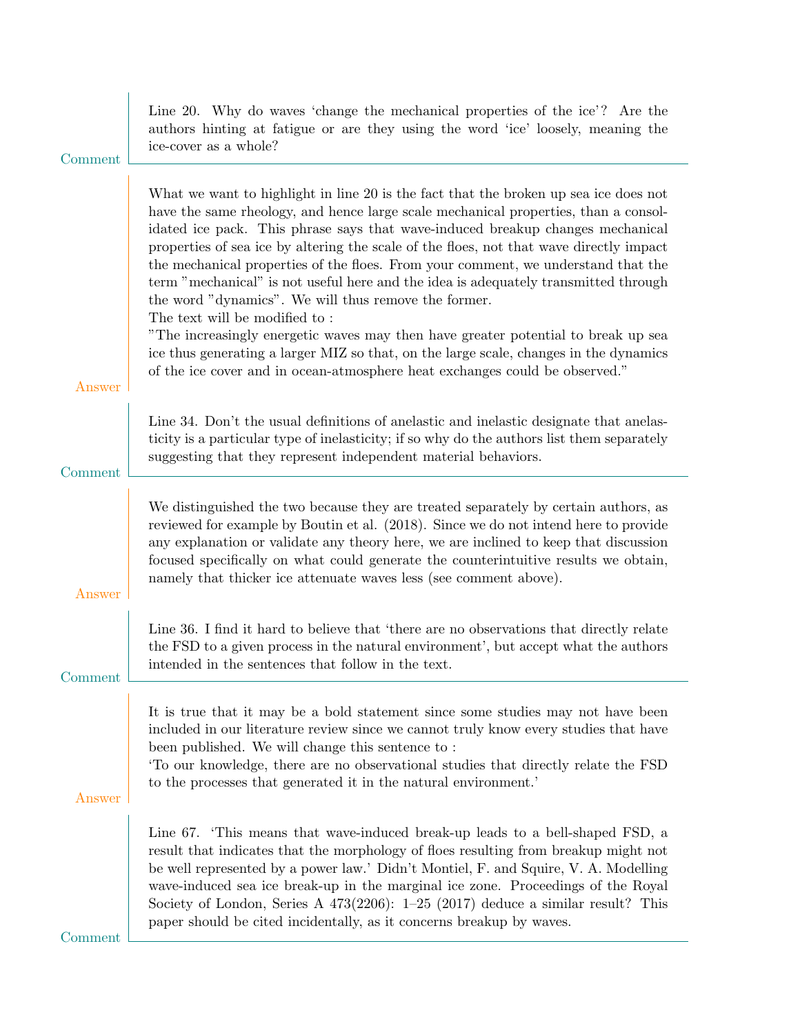**Comment**

Line 20. Why do waves 'change the mechanical properties of the ice'? Are the authors hinting at fatigue or are they using the word 'ice' loosely, meaning the ice-cover as a whole?

**Answer**

What we want to highlight in line 20 is the fact that the broken up sea ice does not have the same rheology, and hence large scale mechanical properties, than a consolidated ice pack. This phrase says that wave-induced breakup changes mechanical properties of sea ice by altering the scale of the floes, not that wave directly impact the mechanical properties of the floes. From your comment, we understand that the term "mechanical" is not useful here and the idea is adequately transmitted through the word "dynamics". We will thus remove the former.
The text will be modified to :
"The increasingly energetic waves may then have greater potential to break up sea ice thus generating a larger MIZ so that, on the large scale, changes in the dynamics of the ice cover and in ocean-atmosphere heat exchanges could be observed."

**Comment**

Line 34. Don't the usual definitions of anelastic and inelastic designate that anelasticity is a particular type of inelasticity; if so why do the authors list them separately suggesting that they represent independent material behaviors.

**Answer**

We distinguished the two because they are treated separately by certain authors, as reviewed for example by Boutin et al. (2018). Since we do not intend here to provide any explanation or validate any theory here, we are inclined to keep that discussion focused specifically on what could generate the counterintuitive results we obtain, namely that thicker ice attenuate waves less (see comment above).

**Comment**

Line 36. I find it hard to believe that 'there are no observations that directly relate the FSD to a given process in the natural environment', but accept what the authors intended in the sentences that follow in the text.

**Answer**

It is true that it may be a bold statement since some studies may not have been included in our literature review since we cannot truly know every studies that have been published. We will change this sentence to :
'To our knowledge, there are no observational studies that directly relate the FSD to the processes that generated it in the natural environment.'

**Comment**

Line 67. 'This means that wave-induced break-up leads to a bell-shaped FSD, a result that indicates that the morphology of floes resulting from breakup might not be well represented by a power law.' Didn't Montiel, F. and Squire, V. A. Modelling wave-induced sea ice break-up in the marginal ice zone. Proceedings of the Royal Society of London, Series A 473(2206): 1–25 (2017) deduce a similar result? This paper should be cited incidentally, as it concerns breakup by waves.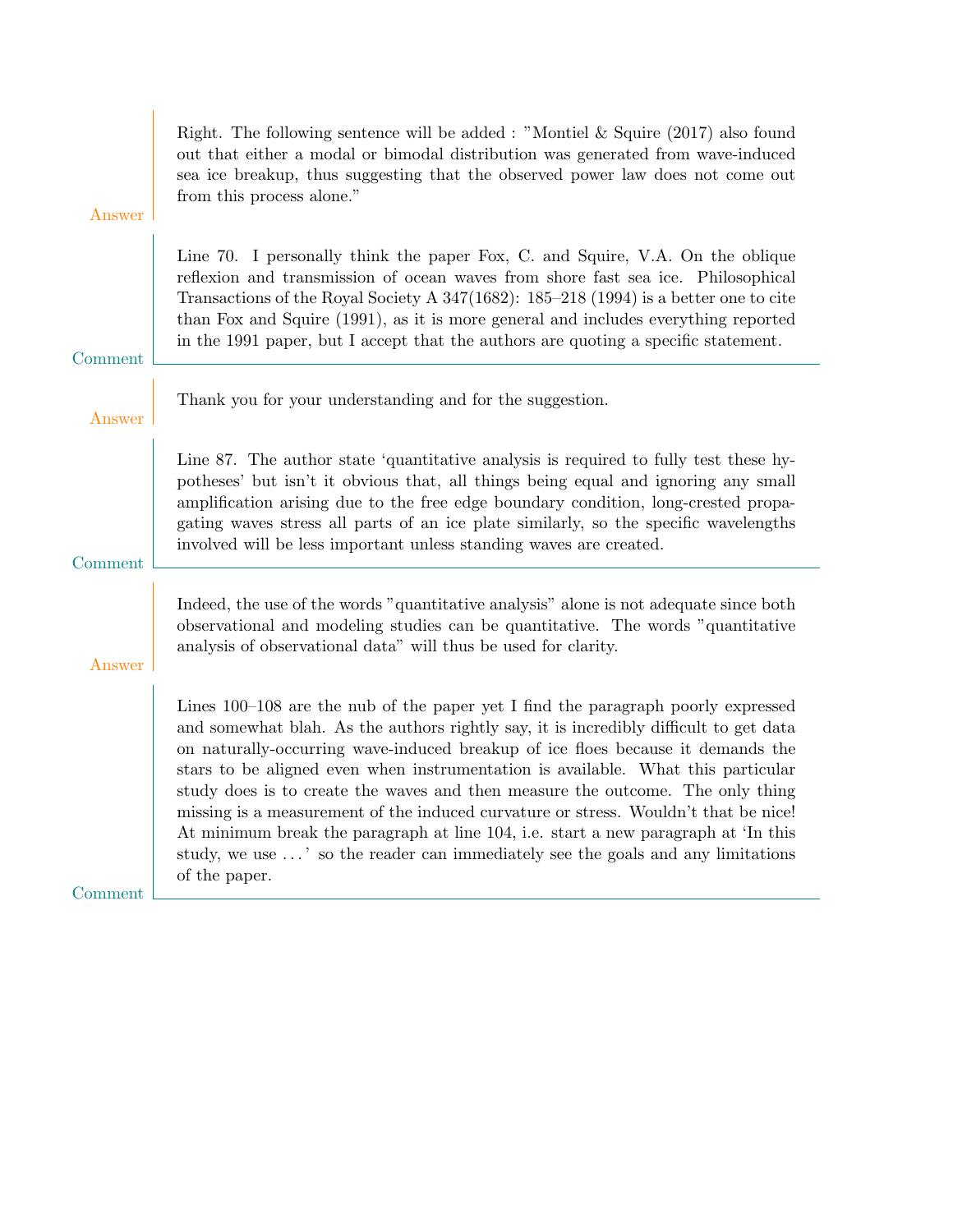**Answer**

Right. The following sentence will be added : "Montiel & Squire (2017) also found out that either a modal or bimodal distribution was generated from wave-induced sea ice breakup, thus suggesting that the observed power law does not come out from this process alone."

**Comment**

Line 70. I personally think the paper Fox, C. and Squire, V.A. On the oblique reflexion and transmission of ocean waves from shore fast sea ice. Philosophical Transactions of the Royal Society A 347(1682): 185–218 (1994) is a better one to cite than Fox and Squire (1991), as it is more general and includes everything reported in the 1991 paper, but I accept that the authors are quoting a specific statement.

**Answer**

Thank you for your understanding and for the suggestion.

**Comment**

Line 87. The author state 'quantitative analysis is required to fully test these hypotheses' but isn't it obvious that, all things being equal and ignoring any small amplification arising due to the free edge boundary condition, long-crested propagating waves stress all parts of an ice plate similarly, so the specific wavelengths involved will be less important unless standing waves are created.

**Answer**

Indeed, the use of the words "quantitative analysis" alone is not adequate since both observational and modeling studies can be quantitative. The words "quantitative analysis of observational data" will thus be used for clarity.

**Comment**

Lines 100–108 are the nub of the paper yet I find the paragraph poorly expressed and somewhat blah. As the authors rightly say, it is incredibly difficult to get data on naturally-occurring wave-induced breakup of ice floes because it demands the stars to be aligned even when instrumentation is available. What this particular study does is to create the waves and then measure the outcome. The only thing missing is a measurement of the induced curvature or stress. Wouldn't that be nice! At minimum break the paragraph at line 104, i.e. start a new paragraph at 'In this study, we use ...' so the reader can immediately see the goals and any limitations of the paper.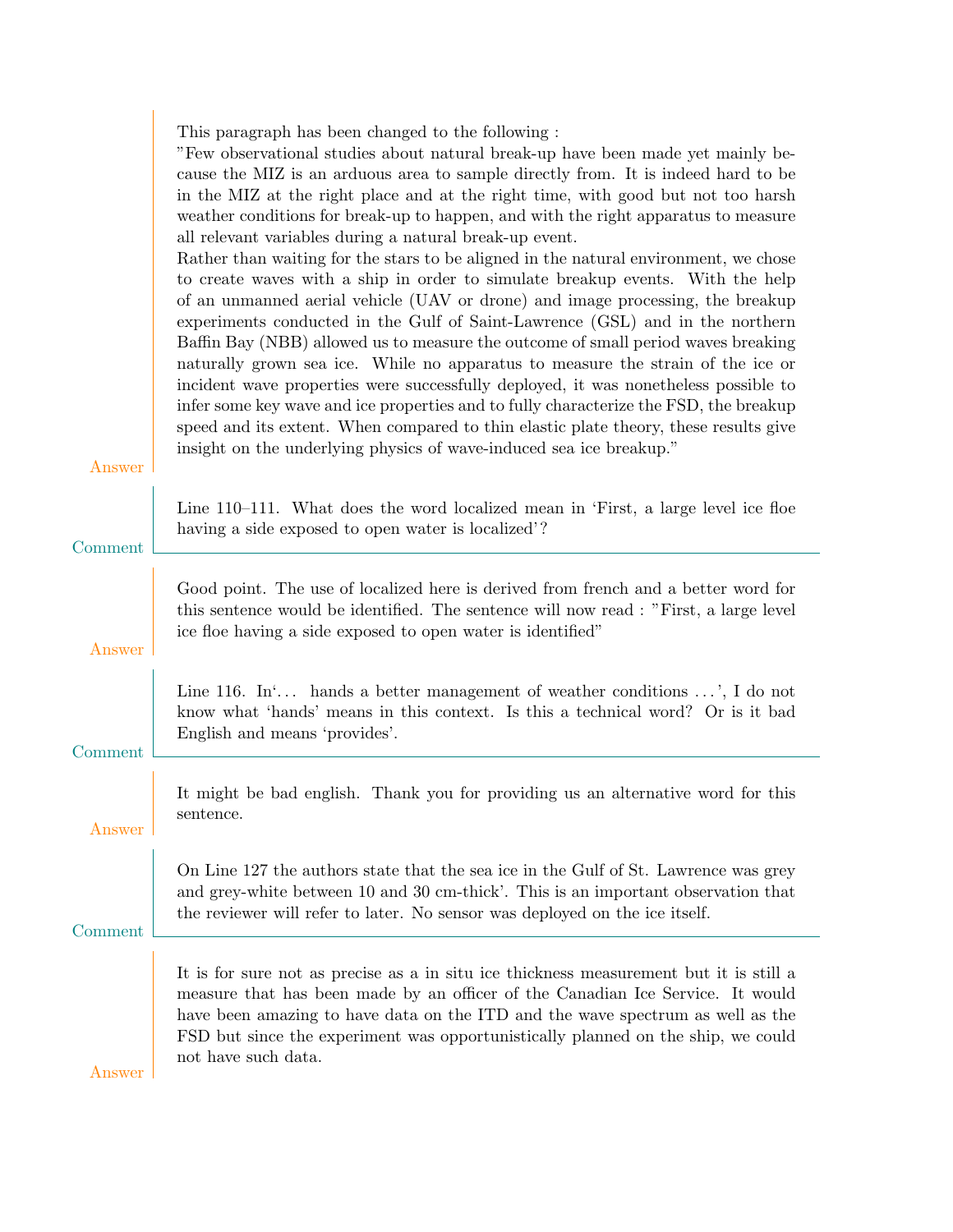This paragraph has been changed to the following :
"Few observational studies about natural break-up have been made yet mainly because the MIZ is an arduous area to sample directly from. It is indeed hard to be in the MIZ at the right place and at the right time, with good but not too harsh weather conditions for break-up to happen, and with the right apparatus to measure all relevant variables during a natural break-up event.
Rather than waiting for the stars to be aligned in the natural environment, we chose to create waves with a ship in order to simulate breakup events. With the help of an unmanned aerial vehicle (UAV or drone) and image processing, the breakup experiments conducted in the Gulf of Saint-Lawrence (GSL) and in the northern Baffin Bay (NBB) allowed us to measure the outcome of small period waves breaking naturally grown sea ice. While no apparatus to measure the strain of the ice or incident wave properties were successfully deployed, it was nonetheless possible to infer some key wave and ice properties and to fully characterize the FSD, the breakup speed and its extent. When compared to thin elastic plate theory, these results give insight on the underlying physics of wave-induced sea ice breakup."

Answer

Line 110–111. What does the word localized mean in 'First, a large level ice floe having a side exposed to open water is localized'?

Comment

Good point. The use of localized here is derived from french and a better word for this sentence would be identified. The sentence will now read : "First, a large level ice floe having a side exposed to open water is identified"

Answer

Line 116. In'... hands a better management of weather conditions ...', I do not know what 'hands' means in this context. Is this a technical word? Or is it bad English and means 'provides'.

Comment

It might be bad english. Thank you for providing us an alternative word for this sentence.

Answer

On Line 127 the authors state that the sea ice in the Gulf of St. Lawrence was grey and grey-white between 10 and 30 cm-thick'. This is an important observation that the reviewer will refer to later. No sensor was deployed on the ice itself.

Comment

It is for sure not as precise as a in situ ice thickness measurement but it is still a measure that has been made by an officer of the Canadian Ice Service. It would have been amazing to have data on the ITD and the wave spectrum as well as the FSD but since the experiment was opportunistically planned on the ship, we could not have such data.

Answer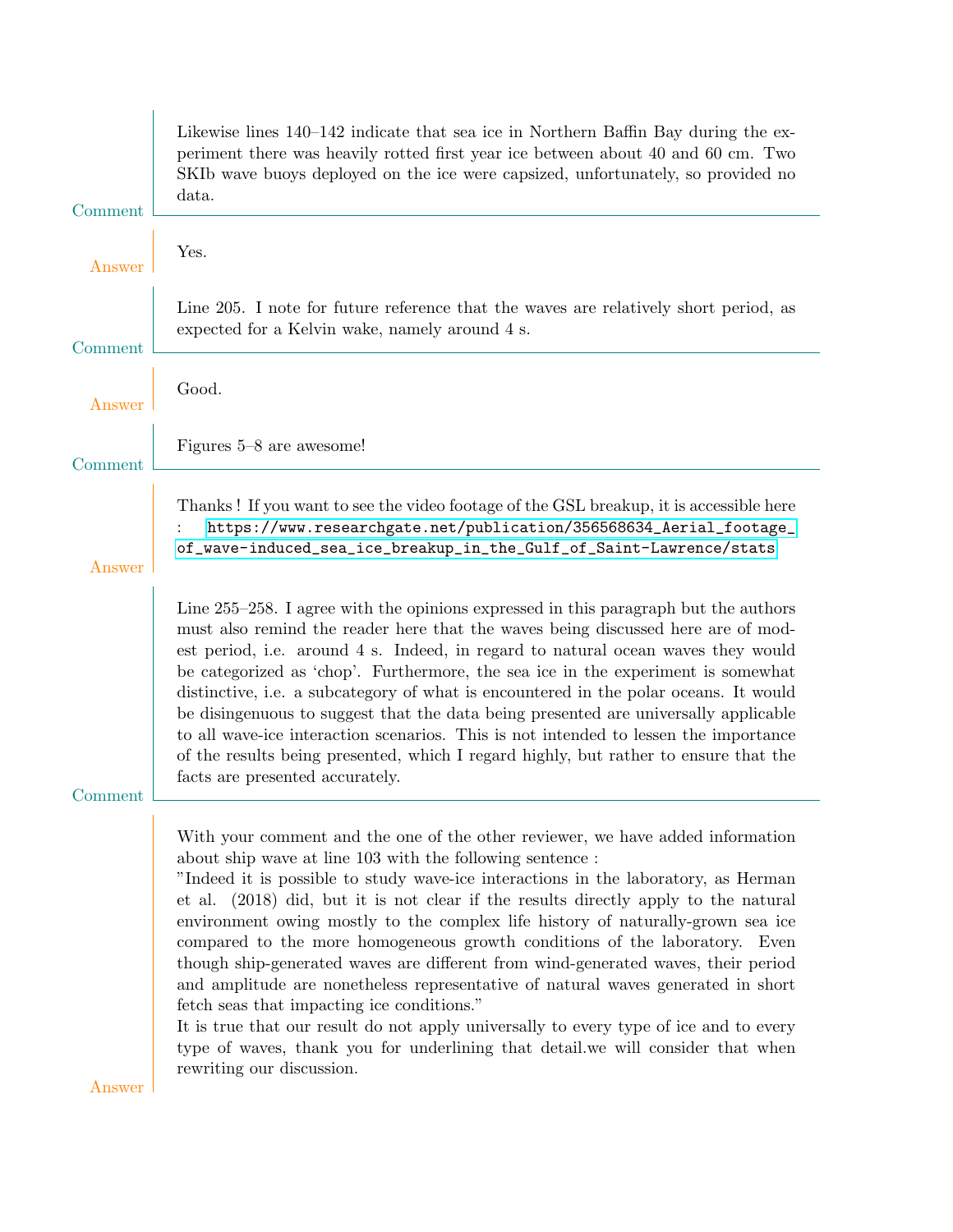Likewise lines 140–142 indicate that sea ice in Northern Baffin Bay during the experiment there was heavily rotted first year ice between about 40 and 60 cm. Two SKIb wave buoys deployed on the ice were capsized, unfortunately, so provided no data.

Comment

Yes.

Answer

Line 205. I note for future reference that the waves are relatively short period, as expected for a Kelvin wake, namely around 4 s.

Comment

Good.

Answer

Figures 5–8 are awesome!

Comment

Thanks ! If you want to see the video footage of the GSL breakup, it is accessible here : https://www.researchgate.net/publication/356568634_Aerial_footage_of_wave-induced_sea_ice_breakup_in_the_Gulf_of_Saint-Lawrence/stats

Answer

Line 255–258. I agree with the opinions expressed in this paragraph but the authors must also remind the reader here that the waves being discussed here are of modest period, i.e. around 4 s. Indeed, in regard to natural ocean waves they would be categorized as 'chop'. Furthermore, the sea ice in the experiment is somewhat distinctive, i.e. a subcategory of what is encountered in the polar oceans. It would be disingenuous to suggest that the data being presented are universally applicable to all wave-ice interaction scenarios. This is not intended to lessen the importance of the results being presented, which I regard highly, but rather to ensure that the facts are presented accurately.

Comment

With your comment and the one of the other reviewer, we have added information about ship wave at line 103 with the following sentence :
"Indeed it is possible to study wave-ice interactions in the laboratory, as Herman et al. (2018) did, but it is not clear if the results directly apply to the natural environment owing mostly to the complex life history of naturally-grown sea ice compared to the more homogeneous growth conditions of the laboratory. Even though ship-generated waves are different from wind-generated waves, their period and amplitude are nonetheless representative of natural waves generated in short fetch seas that impacting ice conditions."
It is true that our result do not apply universally to every type of ice and to every type of waves, thank you for underlining that detail.we will consider that when rewriting our discussion.

Answer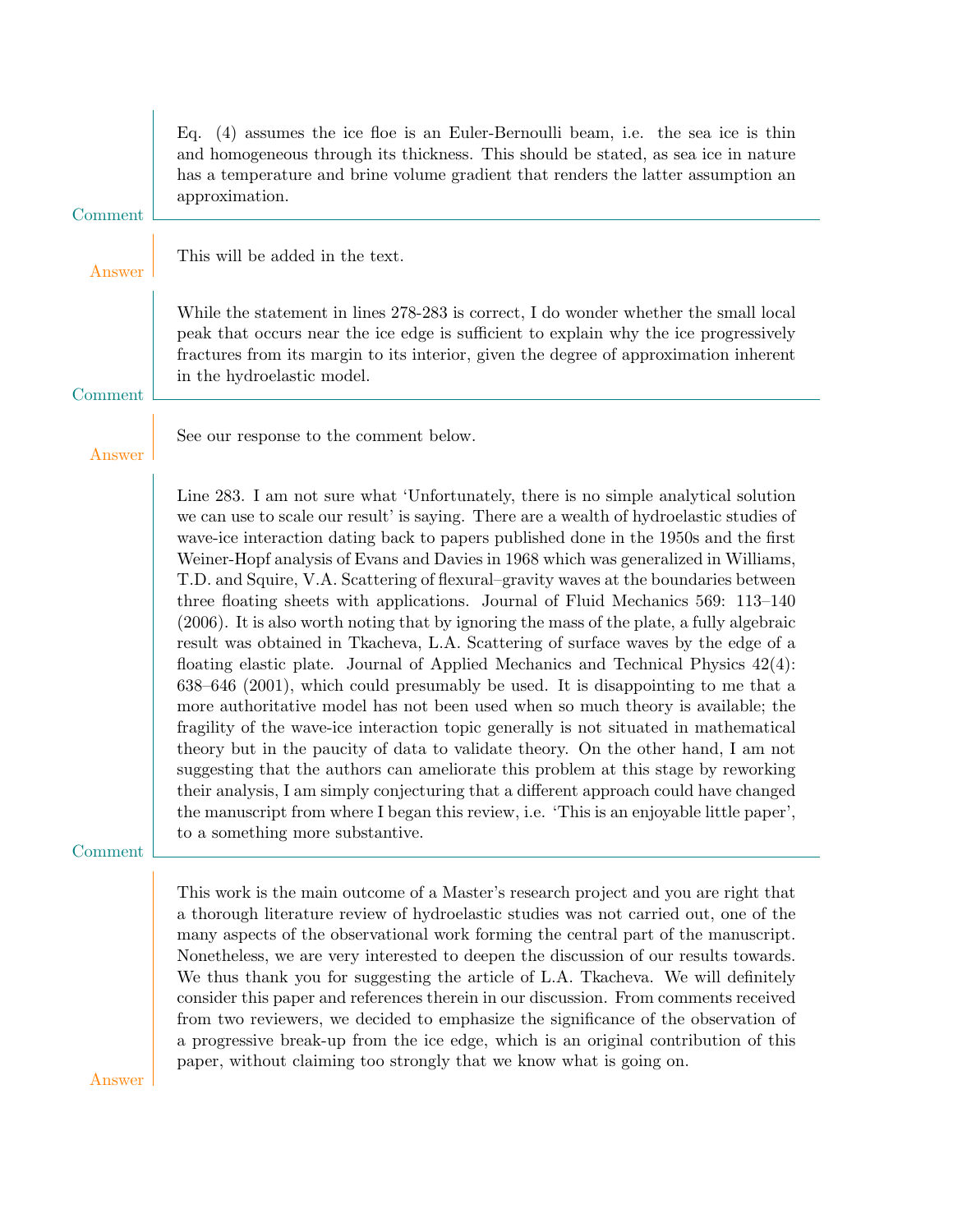Eq. (4) assumes the ice floe is an Euler-Bernoulli beam, i.e. the sea ice is thin and homogeneous through its thickness. This should be stated, as sea ice in nature has a temperature and brine volume gradient that renders the latter assumption an approximation.

Comment

This will be added in the text.

Answer

While the statement in lines 278-283 is correct, I do wonder whether the small local peak that occurs near the ice edge is sufficient to explain why the ice progressively fractures from its margin to its interior, given the degree of approximation inherent in the hydroelastic model.

Comment

See our response to the comment below.

Answer

Line 283. I am not sure what 'Unfortunately, there is no simple analytical solution we can use to scale our result' is saying. There are a wealth of hydroelastic studies of wave-ice interaction dating back to papers published done in the 1950s and the first Weiner-Hopf analysis of Evans and Davies in 1968 which was generalized in Williams, T.D. and Squire, V.A. Scattering of flexural–gravity waves at the boundaries between three floating sheets with applications. Journal of Fluid Mechanics 569: 113–140 (2006). It is also worth noting that by ignoring the mass of the plate, a fully algebraic result was obtained in Tkacheva, L.A. Scattering of surface waves by the edge of a floating elastic plate. Journal of Applied Mechanics and Technical Physics 42(4): 638–646 (2001), which could presumably be used. It is disappointing to me that a more authoritative model has not been used when so much theory is available; the fragility of the wave-ice interaction topic generally is not situated in mathematical theory but in the paucity of data to validate theory. On the other hand, I am not suggesting that the authors can ameliorate this problem at this stage by reworking their analysis, I am simply conjecturing that a different approach could have changed the manuscript from where I began this review, i.e. 'This is an enjoyable little paper', to a something more substantive.

Comment

This work is the main outcome of a Master's research project and you are right that a thorough literature review of hydroelastic studies was not carried out, one of the many aspects of the observational work forming the central part of the manuscript. Nonetheless, we are very interested to deepen the discussion of our results towards. We thus thank you for suggesting the article of L.A. Tkacheva. We will definitely consider this paper and references therein in our discussion. From comments received from two reviewers, we decided to emphasize the significance of the observation of a progressive break-up from the ice edge, which is an original contribution of this paper, without claiming too strongly that we know what is going on.

Answer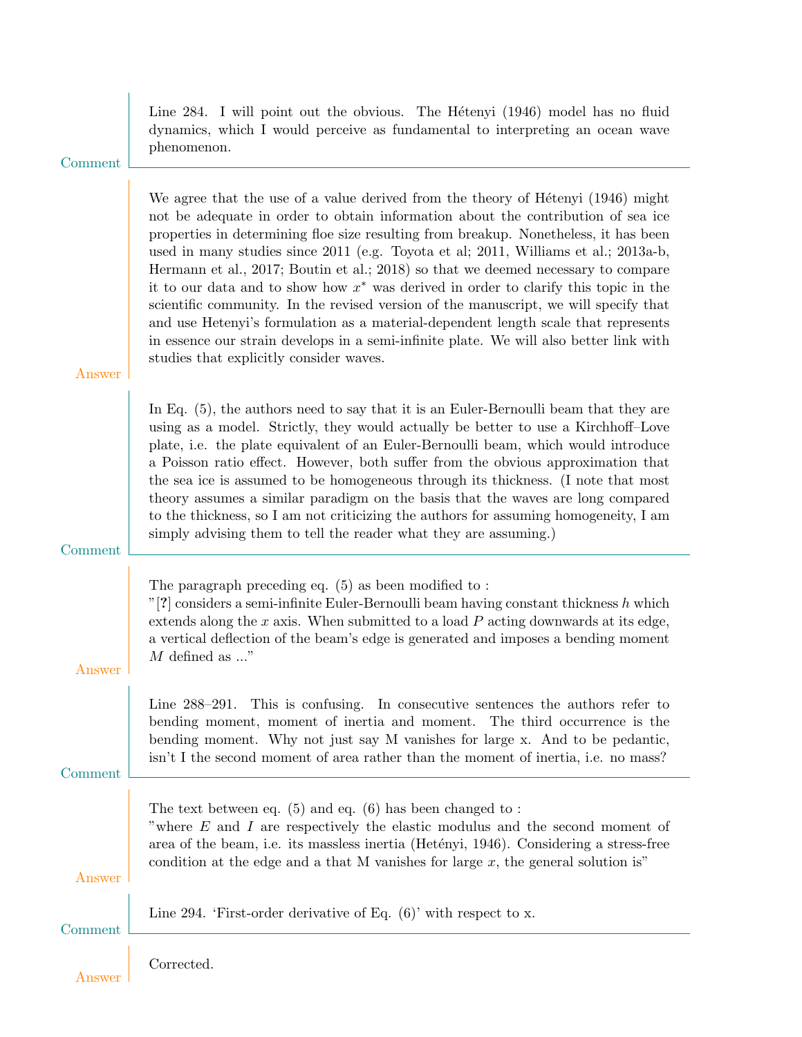**Comment**

Line 284. I will point out the obvious. The Hétenyi (1946) model has no fluid dynamics, which I would perceive as fundamental to interpreting an ocean wave phenomenon.

**Answer**

We agree that the use of a value derived from the theory of Hétenyi (1946) might not be adequate in order to obtain information about the contribution of sea ice properties in determining floe size resulting from breakup. Nonetheless, it has been used in many studies since 2011 (e.g. Toyota et al; 2011, Williams et al.; 2013a-b, Hermann et al., 2017; Boutin et al.; 2018) so that we deemed necessary to compare it to our data and to show how $x^*$ was derived in order to clarify this topic in the scientific community. In the revised version of the manuscript, we will specify that and use Hetenyi's formulation as a material-dependent length scale that represents in essence our strain develops in a semi-infinite plate. We will also better link with studies that explicitly consider waves.

**Comment**

In Eq. (5), the authors need to say that it is an Euler-Bernoulli beam that they are using as a model. Strictly, they would actually be better to use a Kirchhoff–Love plate, i.e. the plate equivalent of an Euler-Bernoulli beam, which would introduce a Poisson ratio effect. However, both suffer from the obvious approximation that the sea ice is assumed to be homogeneous through its thickness. (I note that most theory assumes a similar paradigm on the basis that the waves are long compared to the thickness, so I am not criticizing the authors for assuming homogeneity, I am simply advising them to tell the reader what they are assuming.)

**Answer**

The paragraph preceding eq. (5) as been modified to :
"[?] considers a semi-infinite Euler-Bernoulli beam having constant thickness $h$ which extends along the $x$ axis. When submitted to a load $P$ acting downwards at its edge, a vertical deflection of the beam's edge is generated and imposes a bending moment $M$ defined as ..."

**Comment**

Line 288–291. This is confusing. In consecutive sentences the authors refer to bending moment, moment of inertia and moment. The third occurrence is the bending moment. Why not just say M vanishes for large x. And to be pedantic, isn't I the second moment of area rather than the moment of inertia, i.e. no mass?

**Answer**

The text between eq. (5) and eq. (6) has been changed to :
"where $E$ and $I$ are respectively the elastic modulus and the second moment of area of the beam, i.e. its massless inertia (Hetényi, 1946). Considering a stress-free condition at the edge and a that M vanishes for large $x$, the general solution is"

**Comment**

Line 294. 'First-order derivative of Eq. (6)' with respect to x.

**Answer**

Corrected.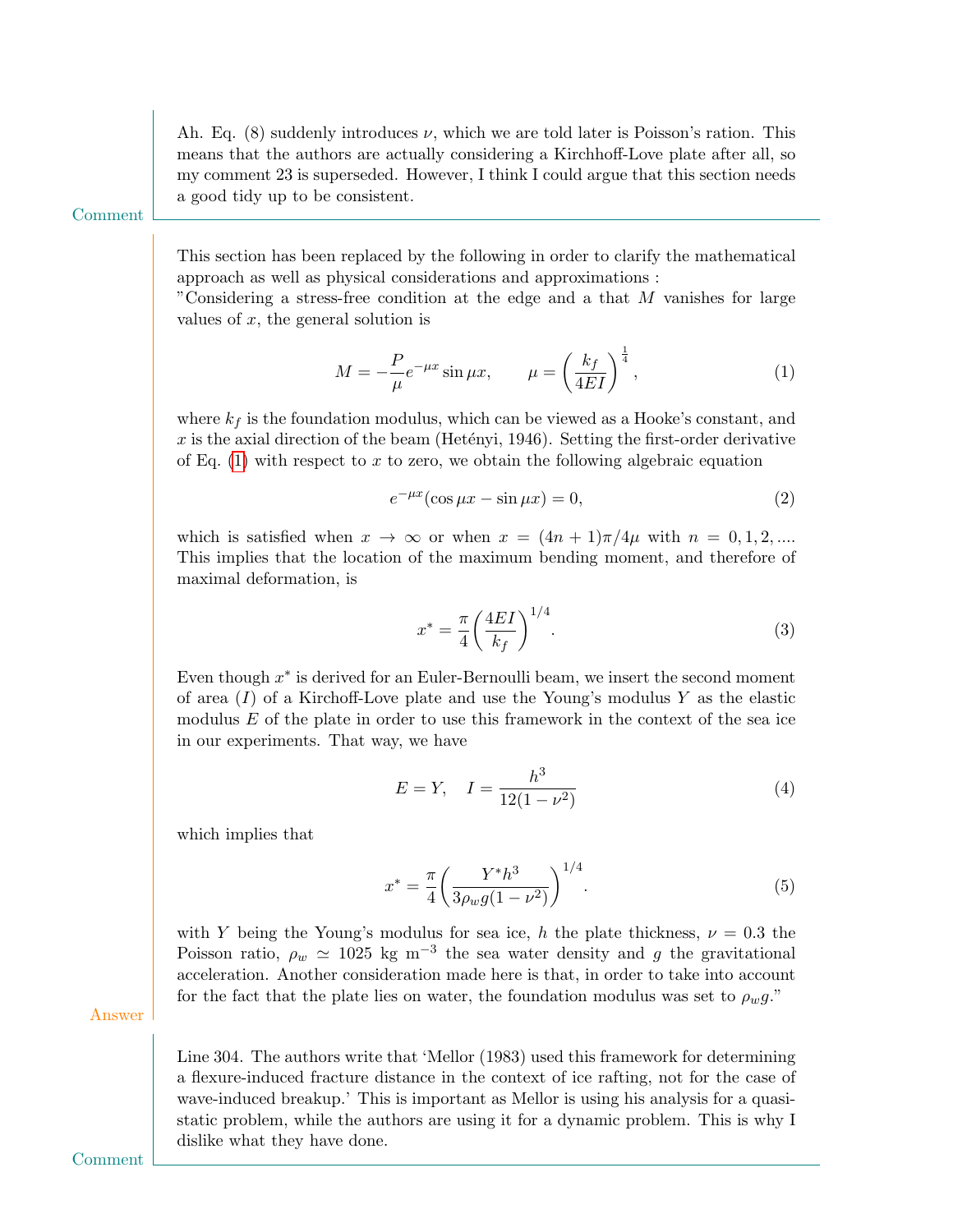Ah. Eq. (8) suddenly introduces $\nu$, which we are told later is Poisson's ration. This means that the authors are actually considering a Kirchhoff-Love plate after all, so my comment 23 is superseded. However, I think I could argue that this section needs a good tidy up to be consistent.

Comment

This section has been replaced by the following in order to clarify the mathematical approach as well as physical considerations and approximations :
"Considering a stress-free condition at the edge and a that $M$ vanishes for large values of $x$, the general solution is

$$M = -\frac{P}{\mu} e^{-\mu x} \sin \mu x, \qquad \mu = \left(\frac{k_f}{4EI}\right)^{\frac{1}{4}}, \tag{1}$$

where $k_f$ is the foundation modulus, which can be viewed as a Hooke's constant, and $x$ is the axial direction of the beam (Hetényi, 1946). Setting the first-order derivative of Eq. (1) with respect to $x$ to zero, we obtain the following algebraic equation

$$e^{-\mu x}(\cos \mu x - \sin \mu x) = 0, \tag{2}$$

which is satisfied when $x \to \infty$ or when $x = (4n+1)\pi/4\mu$ with $n = 0, 1, 2, ....$ This implies that the location of the maximum bending moment, and therefore of maximal deformation, is

$$x^* = \frac{\pi}{4}\left(\frac{4EI}{k_f}\right)^{1/4}. \tag{3}$$

Even though $x^*$ is derived for an Euler-Bernoulli beam, we insert the second moment of area ($I$) of a Kirchoff-Love plate and use the Young's modulus $Y$ as the elastic modulus $E$ of the plate in order to use this framework in the context of the sea ice in our experiments. That way, we have

$$E = Y, \quad I = \frac{h^3}{12(1-\nu^2)} \tag{4}$$

which implies that

$$x^* = \frac{\pi}{4}\left(\frac{Y^* h^3}{3\rho_w g(1-\nu^2)}\right)^{1/4}. \tag{5}$$

with $Y$ being the Young's modulus for sea ice, $h$ the plate thickness, $\nu = 0.3$ the Poisson ratio, $\rho_w \simeq 1025$ kg m$^{-3}$ the sea water density and $g$ the gravitational acceleration. Another consideration made here is that, in order to take into account for the fact that the plate lies on water, the foundation modulus was set to $\rho_w g$."

Answer

Line 304. The authors write that 'Mellor (1983) used this framework for determining a flexure-induced fracture distance in the context of ice rafting, not for the case of wave-induced breakup.' This is important as Mellor is using his analysis for a quasi-static problem, while the authors are using it for a dynamic problem. This is why I dislike what they have done.

Comment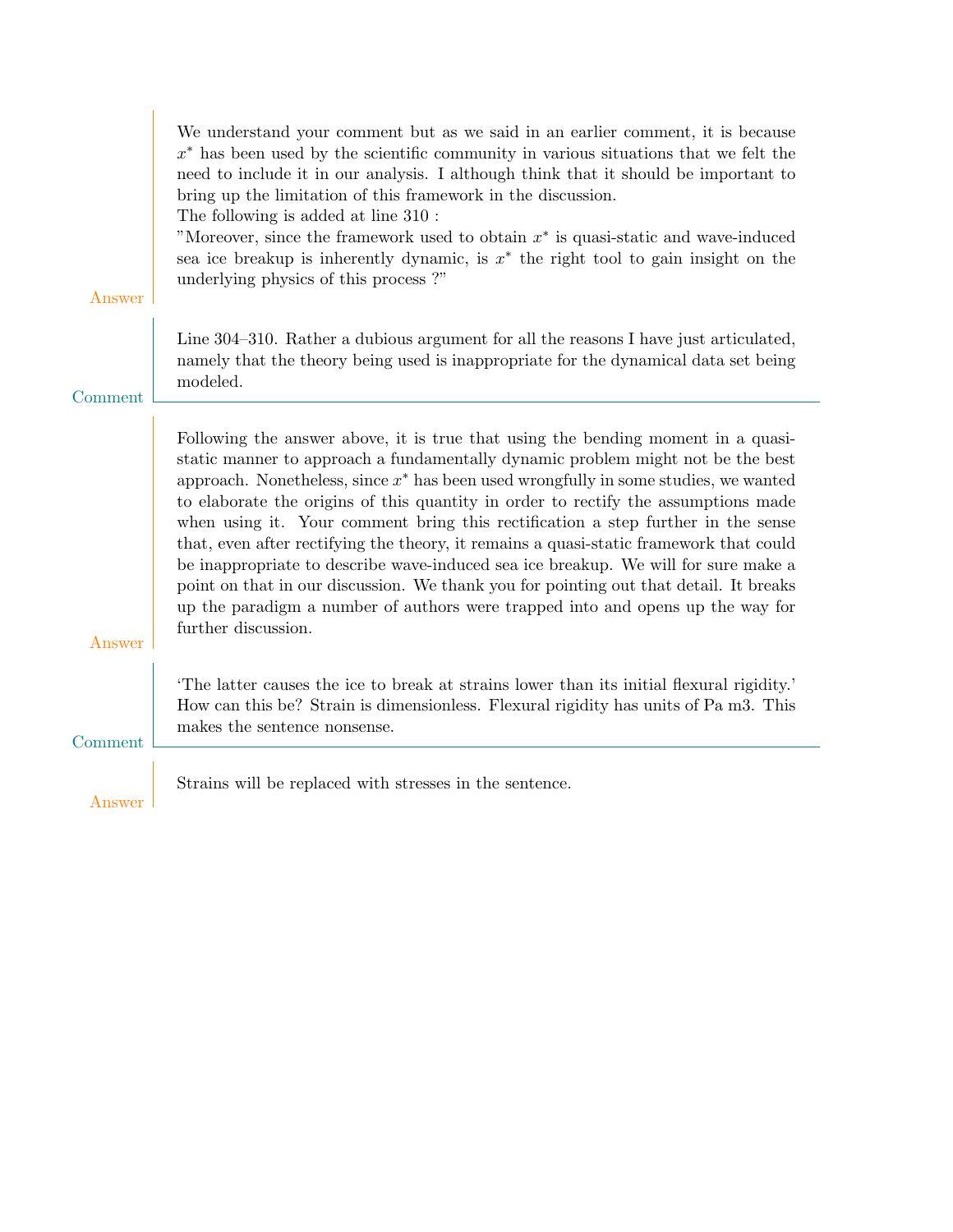**Answer**

We understand your comment but as we said in an earlier comment, it is because $x^*$ has been used by the scientific community in various situations that we felt the need to include it in our analysis. I although think that it should be important to bring up the limitation of this framework in the discussion.
The following is added at line 310 :
"Moreover, since the framework used to obtain $x^*$ is quasi-static and wave-induced sea ice breakup is inherently dynamic, is $x^*$ the right tool to gain insight on the underlying physics of this process ?"

**Comment**

Line 304–310. Rather a dubious argument for all the reasons I have just articulated, namely that the theory being used is inappropriate for the dynamical data set being modeled.

**Answer**

Following the answer above, it is true that using the bending moment in a quasi-static manner to approach a fundamentally dynamic problem might not be the best approach. Nonetheless, since $x^*$ has been used wrongfully in some studies, we wanted to elaborate the origins of this quantity in order to rectify the assumptions made when using it. Your comment bring this rectification a step further in the sense that, even after rectifying the theory, it remains a quasi-static framework that could be inappropriate to describe wave-induced sea ice breakup. We will for sure make a point on that in our discussion. We thank you for pointing out that detail. It breaks up the paradigm a number of authors were trapped into and opens up the way for further discussion.

**Comment**

'The latter causes the ice to break at strains lower than its initial flexural rigidity.' How can this be? Strain is dimensionless. Flexural rigidity has units of Pa m3. This makes the sentence nonsense.

**Answer**

Strains will be replaced with stresses in the sentence.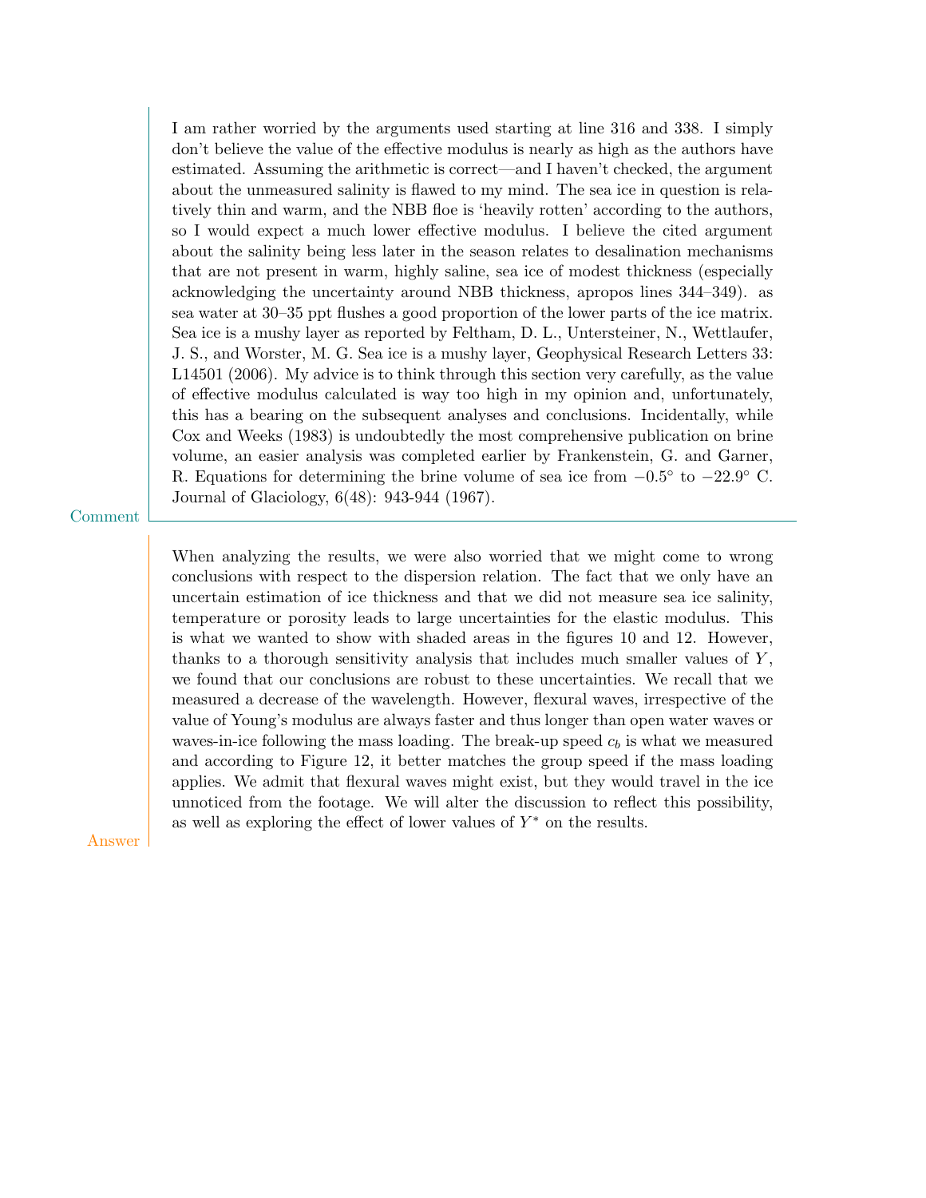I am rather worried by the arguments used starting at line 316 and 338. I simply don't believe the value of the effective modulus is nearly as high as the authors have estimated. Assuming the arithmetic is correct—and I haven't checked, the argument about the unmeasured salinity is flawed to my mind. The sea ice in question is relatively thin and warm, and the NBB floe is 'heavily rotten' according to the authors, so I would expect a much lower effective modulus. I believe the cited argument about the salinity being less later in the season relates to desalination mechanisms that are not present in warm, highly saline, sea ice of modest thickness (especially acknowledging the uncertainty around NBB thickness, apropos lines 344–349). as sea water at 30–35 ppt flushes a good proportion of the lower parts of the ice matrix. Sea ice is a mushy layer as reported by Feltham, D. L., Untersteiner, N., Wettlaufer, J. S., and Worster, M. G. Sea ice is a mushy layer, Geophysical Research Letters 33: L14501 (2006). My advice is to think through this section very carefully, as the value of effective modulus calculated is way too high in my opinion and, unfortunately, this has a bearing on the subsequent analyses and conclusions. Incidentally, while Cox and Weeks (1983) is undoubtedly the most comprehensive publication on brine volume, an easier analysis was completed earlier by Frankenstein, G. and Garner, R. Equations for determining the brine volume of sea ice from $-0.5°$ to $-22.9°$ C. Journal of Glaciology, 6(48): 943-944 (1967).

Comment

When analyzing the results, we were also worried that we might come to wrong conclusions with respect to the dispersion relation. The fact that we only have an uncertain estimation of ice thickness and that we did not measure sea ice salinity, temperature or porosity leads to large uncertainties for the elastic modulus. This is what we wanted to show with shaded areas in the figures 10 and 12. However, thanks to a thorough sensitivity analysis that includes much smaller values of $Y$, we found that our conclusions are robust to these uncertainties. We recall that we measured a decrease of the wavelength. However, flexural waves, irrespective of the value of Young's modulus are always faster and thus longer than open water waves or waves-in-ice following the mass loading. The break-up speed $c_b$ is what we measured and according to Figure 12, it better matches the group speed if the mass loading applies. We admit that flexural waves might exist, but they would travel in the ice unnoticed from the footage. We will alter the discussion to reflect this possibility, as well as exploring the effect of lower values of $Y^*$ on the results.

Answer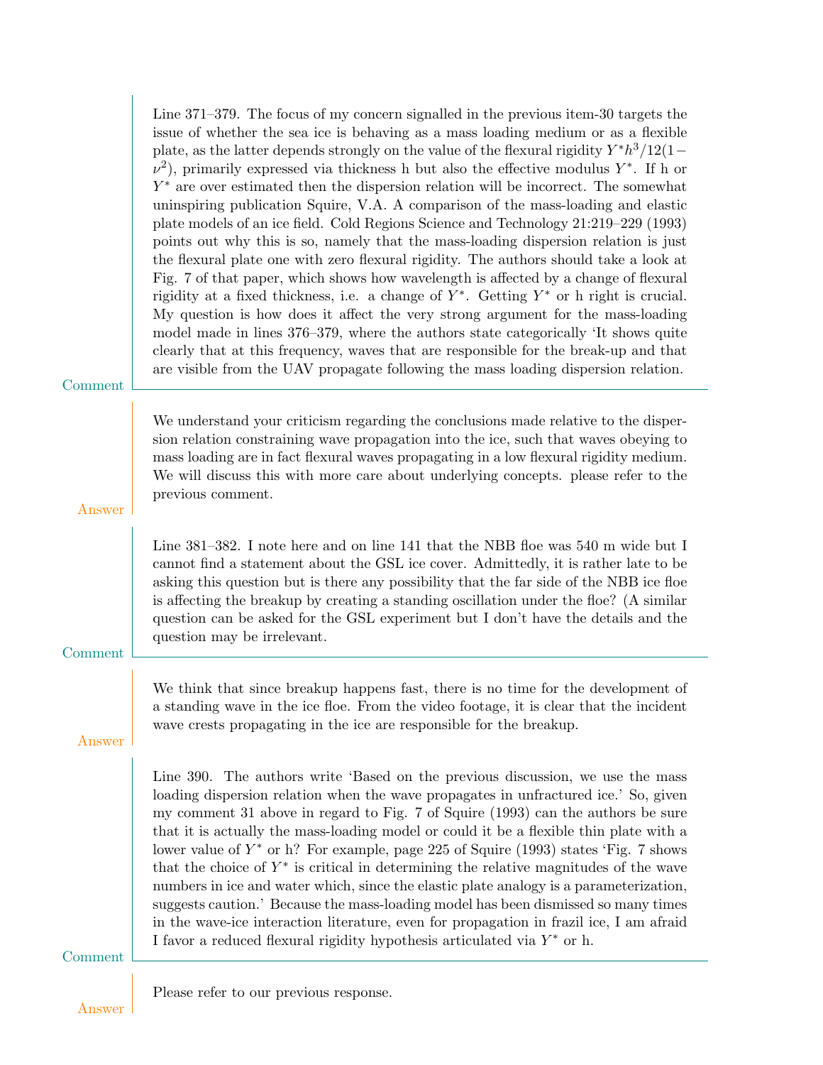Line 371–379. The focus of my concern signalled in the previous item-30 targets the issue of whether the sea ice is behaving as a mass loading medium or as a flexible plate, as the latter depends strongly on the value of the flexural rigidity $Y^*h^3/12(1-\nu^2)$, primarily expressed via thickness h but also the effective modulus $Y^*$. If h or $Y^*$ are over estimated then the dispersion relation will be incorrect. The somewhat uninspiring publication Squire, V.A. A comparison of the mass-loading and elastic plate models of an ice field. Cold Regions Science and Technology 21:219–229 (1993) points out why this is so, namely that the mass-loading dispersion relation is just the flexural plate one with zero flexural rigidity. The authors should take a look at Fig. 7 of that paper, which shows how wavelength is affected by a change of flexural rigidity at a fixed thickness, i.e. a change of $Y^*$. Getting $Y^*$ or h right is crucial. My question is how does it affect the very strong argument for the mass-loading model made in lines 376–379, where the authors state categorically 'It shows quite clearly that at this frequency, waves that are responsible for the break-up and that are visible from the UAV propagate following the mass loading dispersion relation.

Comment

We understand your criticism regarding the conclusions made relative to the dispersion relation constraining wave propagation into the ice, such that waves obeying to mass loading are in fact flexural waves propagating in a low flexural rigidity medium. We will discuss this with more care about underlying concepts. please refer to the previous comment.

Answer

Line 381–382. I note here and on line 141 that the NBB floe was 540 m wide but I cannot find a statement about the GSL ice cover. Admittedly, it is rather late to be asking this question but is there any possibility that the far side of the NBB ice floe is affecting the breakup by creating a standing oscillation under the floe? (A similar question can be asked for the GSL experiment but I don't have the details and the question may be irrelevant.

Comment

We think that since breakup happens fast, there is no time for the development of a standing wave in the ice floe. From the video footage, it is clear that the incident wave crests propagating in the ice are responsible for the breakup.

Answer

Line 390. The authors write 'Based on the previous discussion, we use the mass loading dispersion relation when the wave propagates in unfractured ice.' So, given my comment 31 above in regard to Fig. 7 of Squire (1993) can the authors be sure that it is actually the mass-loading model or could it be a flexible thin plate with a lower value of $Y^*$ or h? For example, page 225 of Squire (1993) states 'Fig. 7 shows that the choice of $Y^*$ is critical in determining the relative magnitudes of the wave numbers in ice and water which, since the elastic plate analogy is a parameterization, suggests caution.' Because the mass-loading model has been dismissed so many times in the wave-ice interaction literature, even for propagation in frazil ice, I am afraid I favor a reduced flexural rigidity hypothesis articulated via $Y^*$ or h.

Comment

Please refer to our previous response.

Answer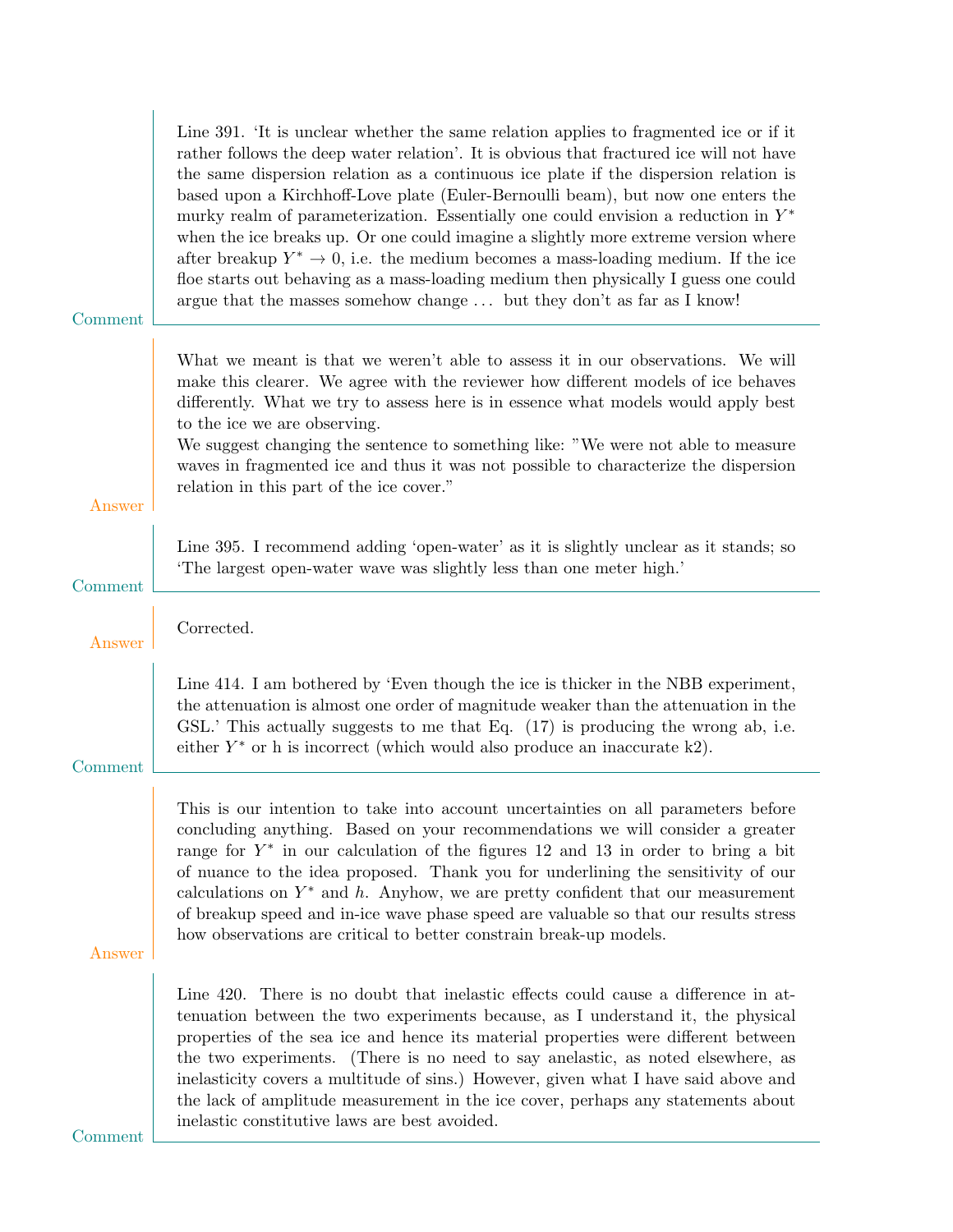**Comment**

Line 391. 'It is unclear whether the same relation applies to fragmented ice or if it rather follows the deep water relation'. It is obvious that fractured ice will not have the same dispersion relation as a continuous ice plate if the dispersion relation is based upon a Kirchhoff-Love plate (Euler-Bernoulli beam), but now one enters the murky realm of parameterization. Essentially one could envision a reduction in $Y^*$ when the ice breaks up. Or one could imagine a slightly more extreme version where after breakup $Y^* \to 0$, i.e. the medium becomes a mass-loading medium. If the ice floe starts out behaving as a mass-loading medium then physically I guess one could argue that the masses somehow change ... but they don't as far as I know!

**Answer**

What we meant is that we weren't able to assess it in our observations. We will make this clearer. We agree with the reviewer how different models of ice behaves differently. What we try to assess here is in essence what models would apply best to the ice we are observing.
We suggest changing the sentence to something like: "We were not able to measure waves in fragmented ice and thus it was not possible to characterize the dispersion relation in this part of the ice cover."

**Comment**

Line 395. I recommend adding 'open-water' as it is slightly unclear as it stands; so 'The largest open-water wave was slightly less than one meter high.'

**Answer**

Corrected.

**Comment**

Line 414. I am bothered by 'Even though the ice is thicker in the NBB experiment, the attenuation is almost one order of magnitude weaker than the attenuation in the GSL.' This actually suggests to me that Eq. (17) is producing the wrong ab, i.e. either $Y^*$ or h is incorrect (which would also produce an inaccurate k2).

**Answer**

This is our intention to take into account uncertainties on all parameters before concluding anything. Based on your recommendations we will consider a greater range for $Y^*$ in our calculation of the figures 12 and 13 in order to bring a bit of nuance to the idea proposed. Thank you for underlining the sensitivity of our calculations on $Y^*$ and $h$. Anyhow, we are pretty confident that our measurement of breakup speed and in-ice wave phase speed are valuable so that our results stress how observations are critical to better constrain break-up models.

**Comment**

Line 420. There is no doubt that inelastic effects could cause a difference in attenuation between the two experiments because, as I understand it, the physical properties of the sea ice and hence its material properties were different between the two experiments. (There is no need to say anelastic, as noted elsewhere, as inelasticity covers a multitude of sins.) However, given what I have said above and the lack of amplitude measurement in the ice cover, perhaps any statements about inelastic constitutive laws are best avoided.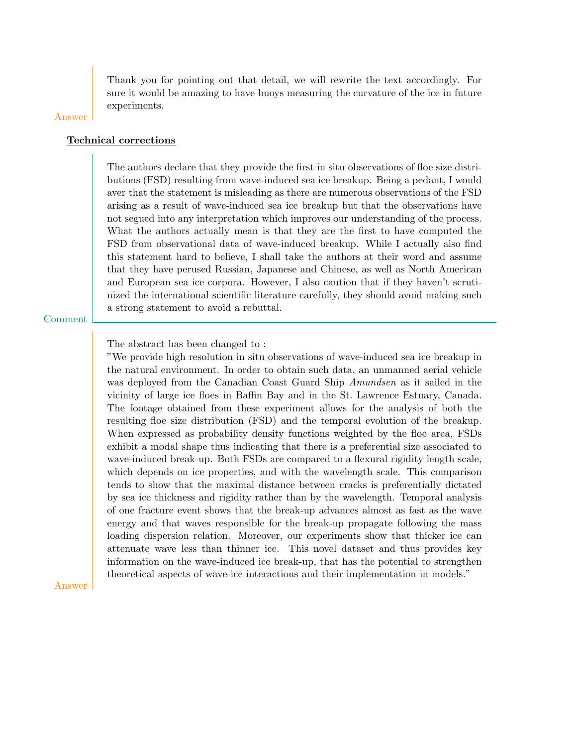Thank you for pointing out that detail, we will rewrite the text accordingly. For sure it would be amazing to have buoys measuring the curvature of the ice in future experiments.

Answer

**Technical corrections**

The authors declare that they provide the first in situ observations of floe size distributions (FSD) resulting from wave-induced sea ice breakup. Being a pedant, I would aver that the statement is misleading as there are numerous observations of the FSD arising as a result of wave-induced sea ice breakup but that the observations have not segued into any interpretation which improves our understanding of the process. What the authors actually mean is that they are the first to have computed the FSD from observational data of wave-induced breakup. While I actually also find this statement hard to believe, I shall take the authors at their word and assume that they have perused Russian, Japanese and Chinese, as well as North American and European sea ice corpora. However, I also caution that if they haven't scrutinized the international scientific literature carefully, they should avoid making such a strong statement to avoid a rebuttal.

Comment

The abstract has been changed to :
"We provide high resolution in situ observations of wave-induced sea ice breakup in the natural environment. In order to obtain such data, an unmanned aerial vehicle was deployed from the Canadian Coast Guard Ship *Amundsen* as it sailed in the vicinity of large ice floes in Baffin Bay and in the St. Lawrence Estuary, Canada. The footage obtained from these experiment allows for the analysis of both the resulting floe size distribution (FSD) and the temporal evolution of the breakup. When expressed as probability density functions weighted by the floe area, FSDs exhibit a modal shape thus indicating that there is a preferential size associated to wave-induced break-up. Both FSDs are compared to a flexural rigidity length scale, which depends on ice properties, and with the wavelength scale. This comparison tends to show that the maximal distance between cracks is preferentially dictated by sea ice thickness and rigidity rather than by the wavelength. Temporal analysis of one fracture event shows that the break-up advances almost as fast as the wave energy and that waves responsible for the break-up propagate following the mass loading dispersion relation. Moreover, our experiments show that thicker ice can attenuate wave less than thinner ice. This novel dataset and thus provides key information on the wave-induced ice break-up, that has the potential to strengthen theoretical aspects of wave-ice interactions and their implementation in models."

Answer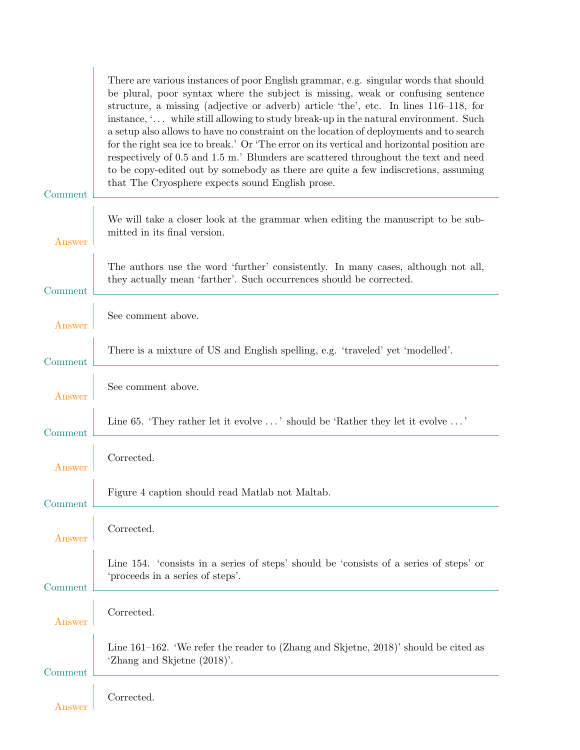**Comment**

There are various instances of poor English grammar, e.g. singular words that should be plural, poor syntax where the subject is missing, weak or confusing sentence structure, a missing (adjective or adverb) article 'the', etc. In lines 116–118, for instance, '... while still allowing to study break-up in the natural environment. Such a setup also allows to have no constraint on the location of deployments and to search for the right sea ice to break.' Or 'The error on its vertical and horizontal position are respectively of 0.5 and 1.5 m.' Blunders are scattered throughout the text and need to be copy-edited out by somebody as there are quite a few indiscretions, assuming that The Cryosphere expects sound English prose.

**Answer**

We will take a closer look at the grammar when editing the manuscript to be submitted in its final version.

**Comment**

The authors use the word 'further' consistently. In many cases, although not all, they actually mean 'farther'. Such occurrences should be corrected.

**Answer**

See comment above.

**Comment**

There is a mixture of US and English spelling, e.g. 'traveled' yet 'modelled'.

**Answer**

See comment above.

**Comment**

Line 65. 'They rather let it evolve ...' should be 'Rather they let it evolve ...'

**Answer**

Corrected.

**Comment**

Figure 4 caption should read Matlab not Maltab.

**Answer**

Corrected.

**Comment**

Line 154. 'consists in a series of steps' should be 'consists of a series of steps' or 'proceeds in a series of steps'.

**Answer**

Corrected.

**Comment**

Line 161–162. 'We refer the reader to (Zhang and Skjetne, 2018)' should be cited as 'Zhang and Skjetne (2018)'.

**Answer**

Corrected.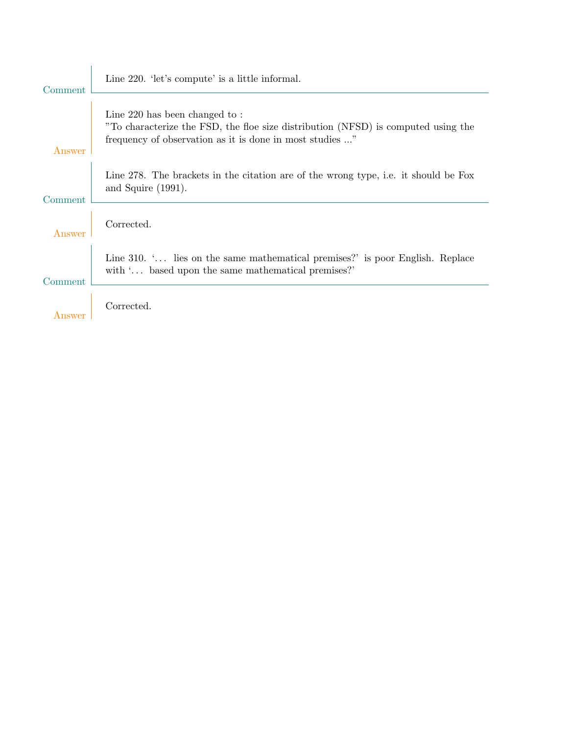**Comment**

Line 220. 'let's compute' is a little informal.

**Answer**

Line 220 has been changed to :
"To characterize the FSD, the floe size distribution (NFSD) is computed using the frequency of observation as it is done in most studies ..."

**Comment**

Line 278. The brackets in the citation are of the wrong type, i.e. it should be Fox and Squire (1991).

**Answer**

Corrected.

**Comment**

Line 310. '... lies on the same mathematical premises?' is poor English. Replace with '... based upon the same mathematical premises?'

**Answer**

Corrected.